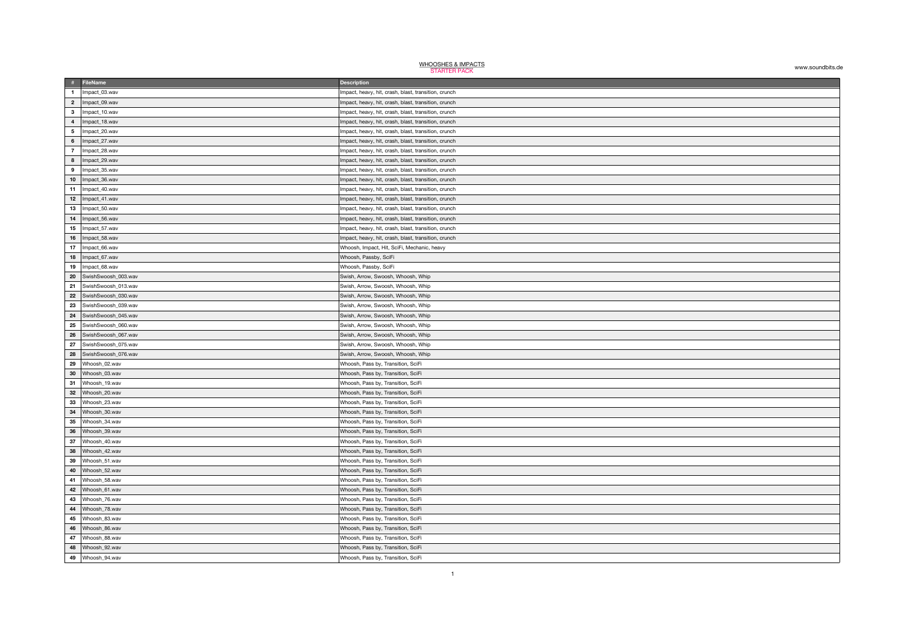# WHOOSHES & IMPACTS
## STARTER PACK

www.soundbits.de

| # | FileName | Description |
|---|---|---|
| 1 | Impact_03.wav | Impact, heavy, hit, crash, blast, transition, crunch |
| 2 | Impact_09.wav | Impact, heavy, hit, crash, blast, transition, crunch |
| 3 | Impact_10.wav | Impact, heavy, hit, crash, blast, transition, crunch |
| 4 | Impact_18.wav | Impact, heavy, hit, crash, blast, transition, crunch |
| 5 | Impact_20.wav | Impact, heavy, hit, crash, blast, transition, crunch |
| 6 | Impact_27.wav | Impact, heavy, hit, crash, blast, transition, crunch |
| 7 | Impact_28.wav | Impact, heavy, hit, crash, blast, transition, crunch |
| 8 | Impact_29.wav | Impact, heavy, hit, crash, blast, transition, crunch |
| 9 | Impact_35.wav | Impact, heavy, hit, crash, blast, transition, crunch |
| 10 | Impact_36.wav | Impact, heavy, hit, crash, blast, transition, crunch |
| 11 | Impact_40.wav | Impact, heavy, hit, crash, blast, transition, crunch |
| 12 | Impact_41.wav | Impact, heavy, hit, crash, blast, transition, crunch |
| 13 | Impact_50.wav | Impact, heavy, hit, crash, blast, transition, crunch |
| 14 | Impact_56.wav | Impact, heavy, hit, crash, blast, transition, crunch |
| 15 | Impact_57.wav | Impact, heavy, hit, crash, blast, transition, crunch |
| 16 | Impact_58.wav | Impact, heavy, hit, crash, blast, transition, crunch |
| 17 | Impact_66.wav | Whoosh, Impact, Hit, SciFi, Mechanic, heavy |
| 18 | Impact_67.wav | Whoosh, Passby, SciFi |
| 19 | Impact_68.wav | Whoosh, Passby, SciFi |
| 20 | SwishSwoosh_003.wav | Swish, Arrow, Swoosh, Whoosh, Whip |
| 21 | SwishSwoosh_013.wav | Swish, Arrow, Swoosh, Whoosh, Whip |
| 22 | SwishSwoosh_030.wav | Swish, Arrow, Swoosh, Whoosh, Whip |
| 23 | SwishSwoosh_039.wav | Swish, Arrow, Swoosh, Whoosh, Whip |
| 24 | SwishSwoosh_045.wav | Swish, Arrow, Swoosh, Whoosh, Whip |
| 25 | SwishSwoosh_060.wav | Swish, Arrow, Swoosh, Whoosh, Whip |
| 26 | SwishSwoosh_067.wav | Swish, Arrow, Swoosh, Whoosh, Whip |
| 27 | SwishSwoosh_075.wav | Swish, Arrow, Swoosh, Whoosh, Whip |
| 28 | SwishSwoosh_076.wav | Swish, Arrow, Swoosh, Whoosh, Whip |
| 29 | Whoosh_02.wav | Whoosh, Pass by, Transition, SciFi |
| 30 | Whoosh_03.wav | Whoosh, Pass by, Transition, SciFi |
| 31 | Whoosh_19.wav | Whoosh, Pass by, Transition, SciFi |
| 32 | Whoosh_20.wav | Whoosh, Pass by, Transition, SciFi |
| 33 | Whoosh_23.wav | Whoosh, Pass by, Transition, SciFi |
| 34 | Whoosh_30.wav | Whoosh, Pass by, Transition, SciFi |
| 35 | Whoosh_34.wav | Whoosh, Pass by, Transition, SciFi |
| 36 | Whoosh_39.wav | Whoosh, Pass by, Transition, SciFi |
| 37 | Whoosh_40.wav | Whoosh, Pass by, Transition, SciFi |
| 38 | Whoosh_42.wav | Whoosh, Pass by, Transition, SciFi |
| 39 | Whoosh_51.wav | Whoosh, Pass by, Transition, SciFi |
| 40 | Whoosh_52.wav | Whoosh, Pass by, Transition, SciFi |
| 41 | Whoosh_58.wav | Whoosh, Pass by, Transition, SciFi |
| 42 | Whoosh_61.wav | Whoosh, Pass by, Transition, SciFi |
| 43 | Whoosh_76.wav | Whoosh, Pass by, Transition, SciFi |
| 44 | Whoosh_78.wav | Whoosh, Pass by, Transition, SciFi |
| 45 | Whoosh_83.wav | Whoosh, Pass by, Transition, SciFi |
| 46 | Whoosh_86.wav | Whoosh, Pass by, Transition, SciFi |
| 47 | Whoosh_88.wav | Whoosh, Pass by, Transition, SciFi |
| 48 | Whoosh_92.wav | Whoosh, Pass by, Transition, SciFi |
| 49 | Whoosh_94.wav | Whoosh, Pass by, Transition, SciFi |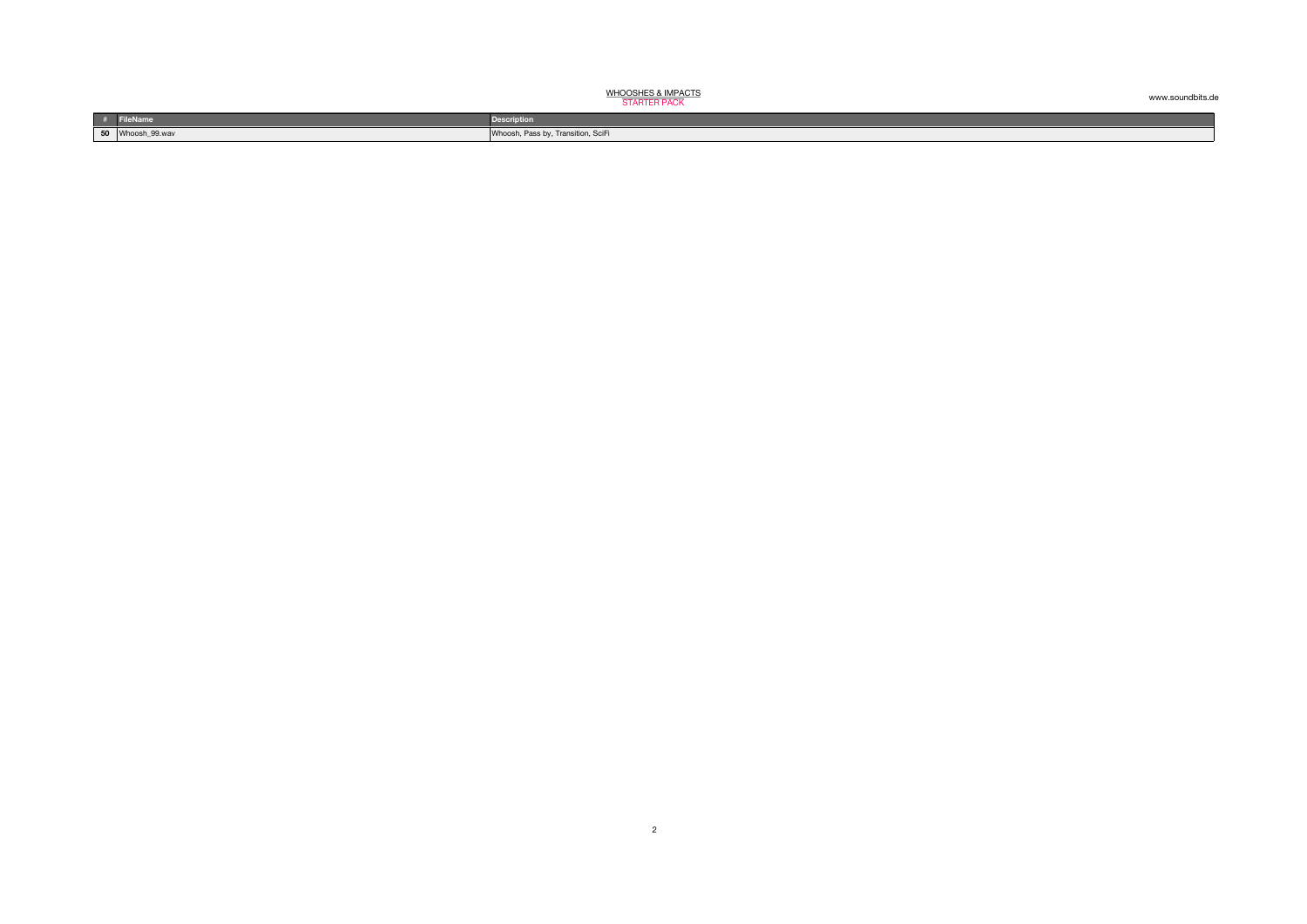| # | FileName | Description |
|---|---|---|
| 50 | Whoosh_99.wav | Whoosh, Pass by, Transition, SciFi |